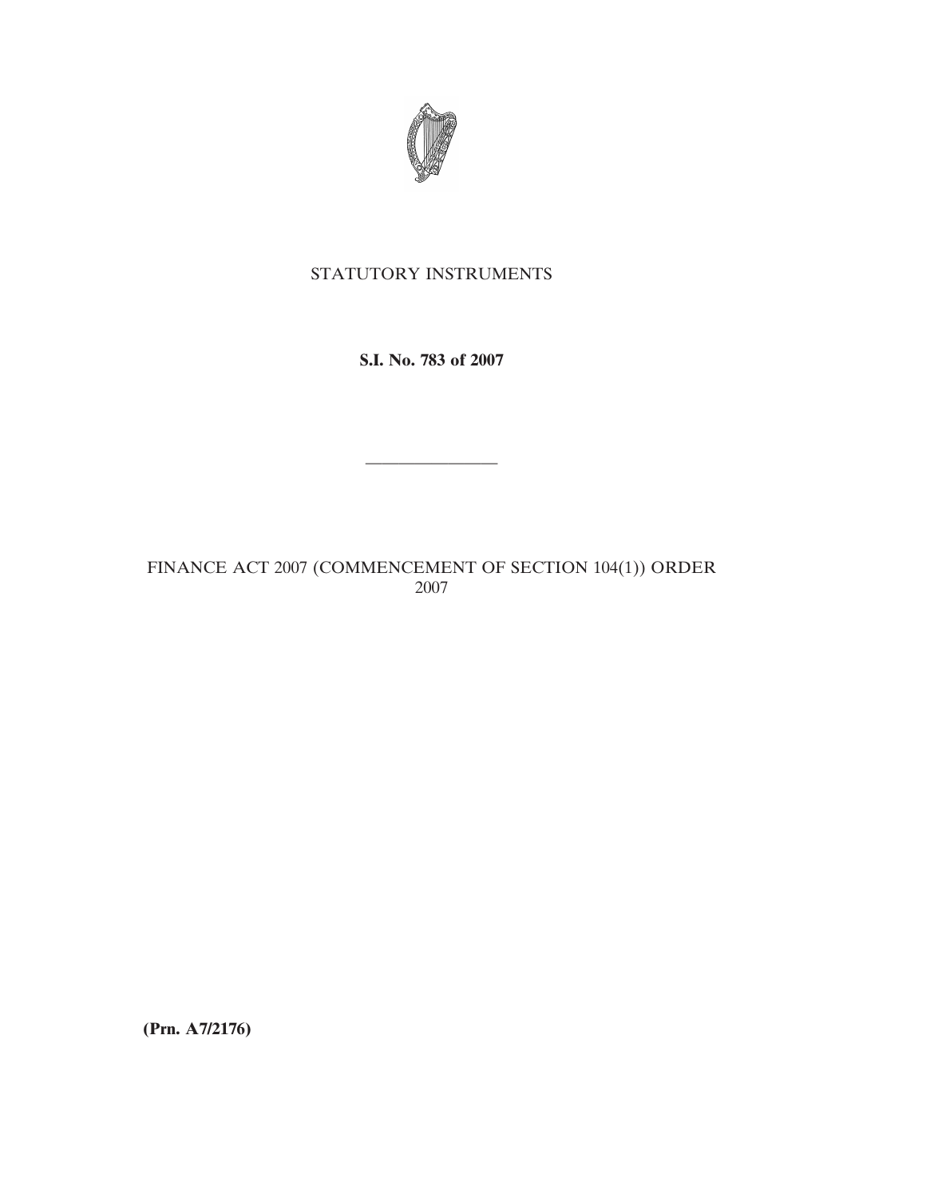STATUTORY INSTRUMENTS

**S.I. No. 783 of 2007**

---

FINANCE ACT 2007 (COMMENCEMENT OF SECTION 104(1)) ORDER 2007

**(Prn. A7/2176)**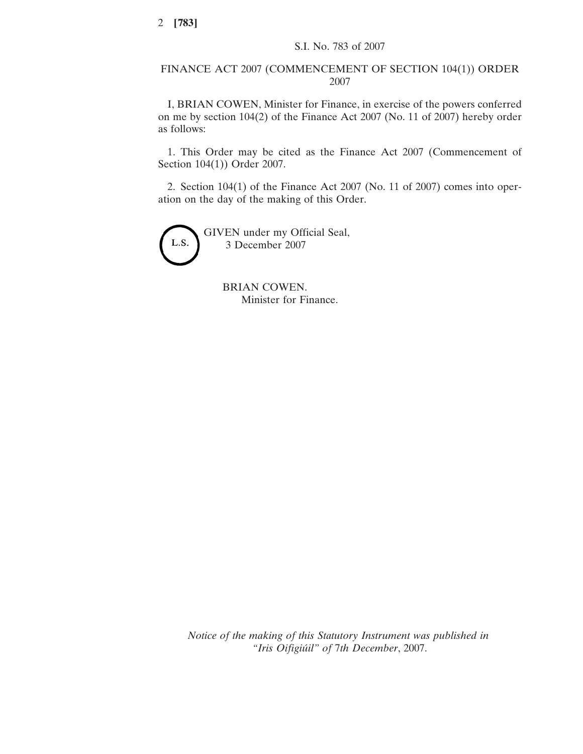S.I. No. 783 of 2007

# FINANCE ACT 2007 (COMMENCEMENT OF SECTION 104(1)) ORDER 2007

I, BRIAN COWEN, Minister for Finance, in exercise of the powers conferred on me by section 104(2) of the Finance Act 2007 (No. 11 of 2007) hereby order as follows:

1. This Order may be cited as the Finance Act 2007 (Commencement of Section 104(1)) Order 2007.

2. Section 104(1) of the Finance Act 2007 (No. 11 of 2007) comes into operation on the day of the making of this Order.

L.S.

GIVEN under my Official Seal,
3 December 2007

BRIAN COWEN.
Minister for Finance.

*Notice of the making of this Statutory Instrument was published in "Iris Oifigiúil" of* 7*th December*, 2007.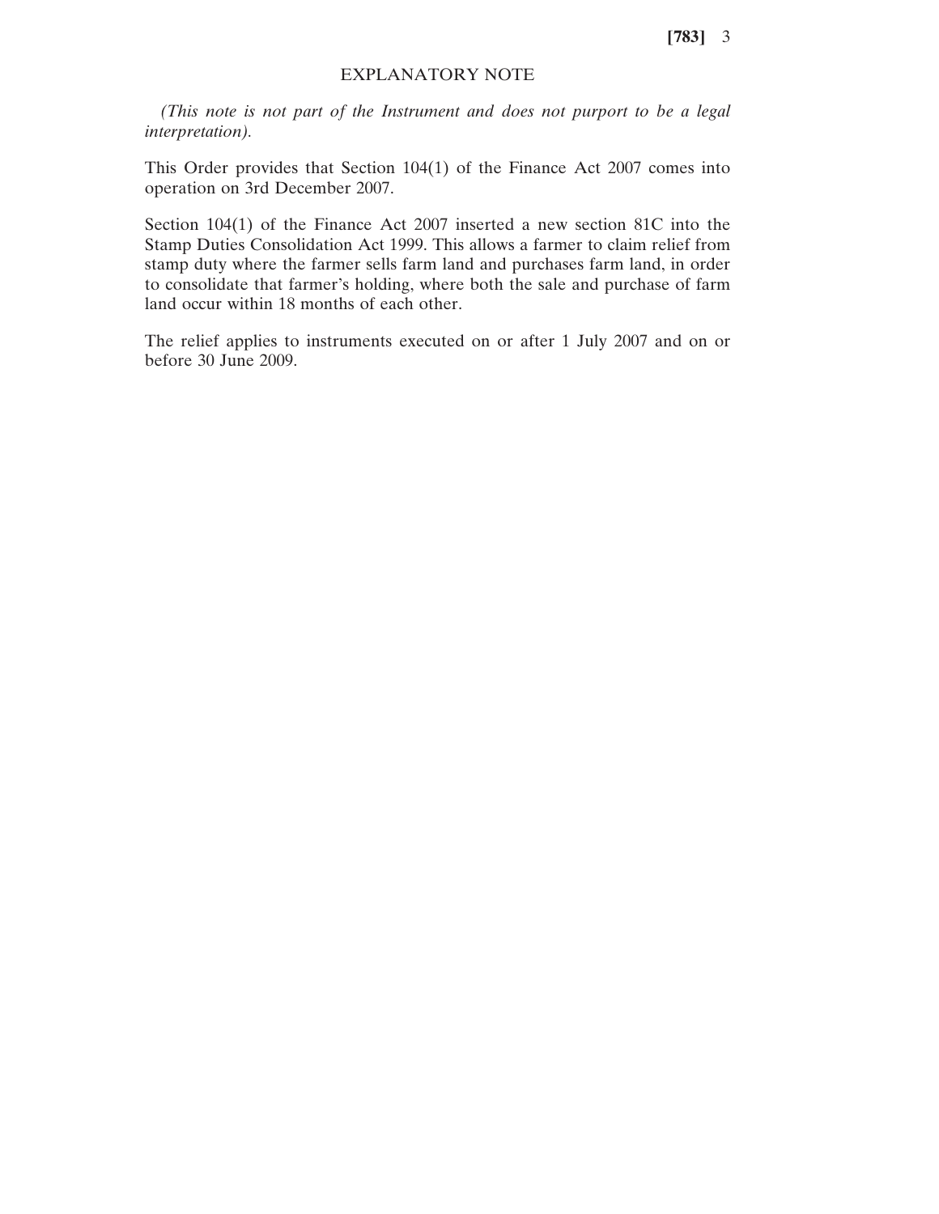## EXPLANATORY NOTE

*(This note is not part of the Instrument and does not purport to be a legal interpretation).*

This Order provides that Section 104(1) of the Finance Act 2007 comes into operation on 3rd December 2007.

Section 104(1) of the Finance Act 2007 inserted a new section 81C into the Stamp Duties Consolidation Act 1999. This allows a farmer to claim relief from stamp duty where the farmer sells farm land and purchases farm land, in order to consolidate that farmer's holding, where both the sale and purchase of farm land occur within 18 months of each other.

The relief applies to instruments executed on or after 1 July 2007 and on or before 30 June 2009.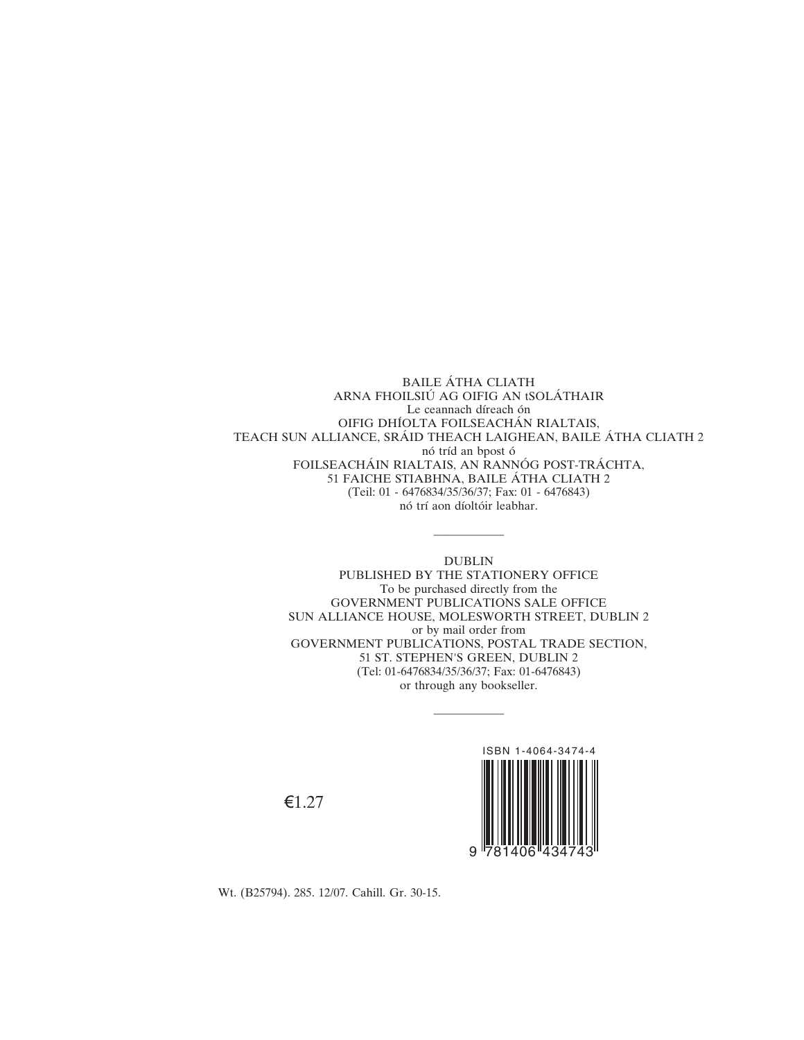BAILE ÁTHA CLIATH
ARNA FHOILSIÚ AG OIFIG AN tSOLÁTHAIR
Le ceannach díreach ón
OIFIG DHÍOLTA FOILSEACHÁN RIALTAIS,
TEACH SUN ALLIANCE, SRÁID THEACH LAIGHEAN, BAILE ÁTHA CLIATH 2
nó tríd an bpost ó
FOILSEACHÁIN RIALTAIS, AN RANNÓG POST-TRÁCHTA,
51 FAICHE STIABHNA, BAILE ÁTHA CLIATH 2
(Teil: 01 - 6476834/35/36/37; Fax: 01 - 6476843)
nó trí aon díoltóir leabhar.

---

DUBLIN
PUBLISHED BY THE STATIONERY OFFICE
To be purchased directly from the
GOVERNMENT PUBLICATIONS SALE OFFICE
SUN ALLIANCE HOUSE, MOLESWORTH STREET, DUBLIN 2
or by mail order from
GOVERNMENT PUBLICATIONS, POSTAL TRADE SECTION,
51 ST. STEPHEN'S GREEN, DUBLIN 2
(Tel: 01-6476834/35/36/37; Fax: 01-6476843)
or through any bookseller.

---

ISBN 1-4064-3474-4

9 781406 434743

€1.27

Wt. (B25794). 285. 12/07. Cahill. Gr. 30-15.